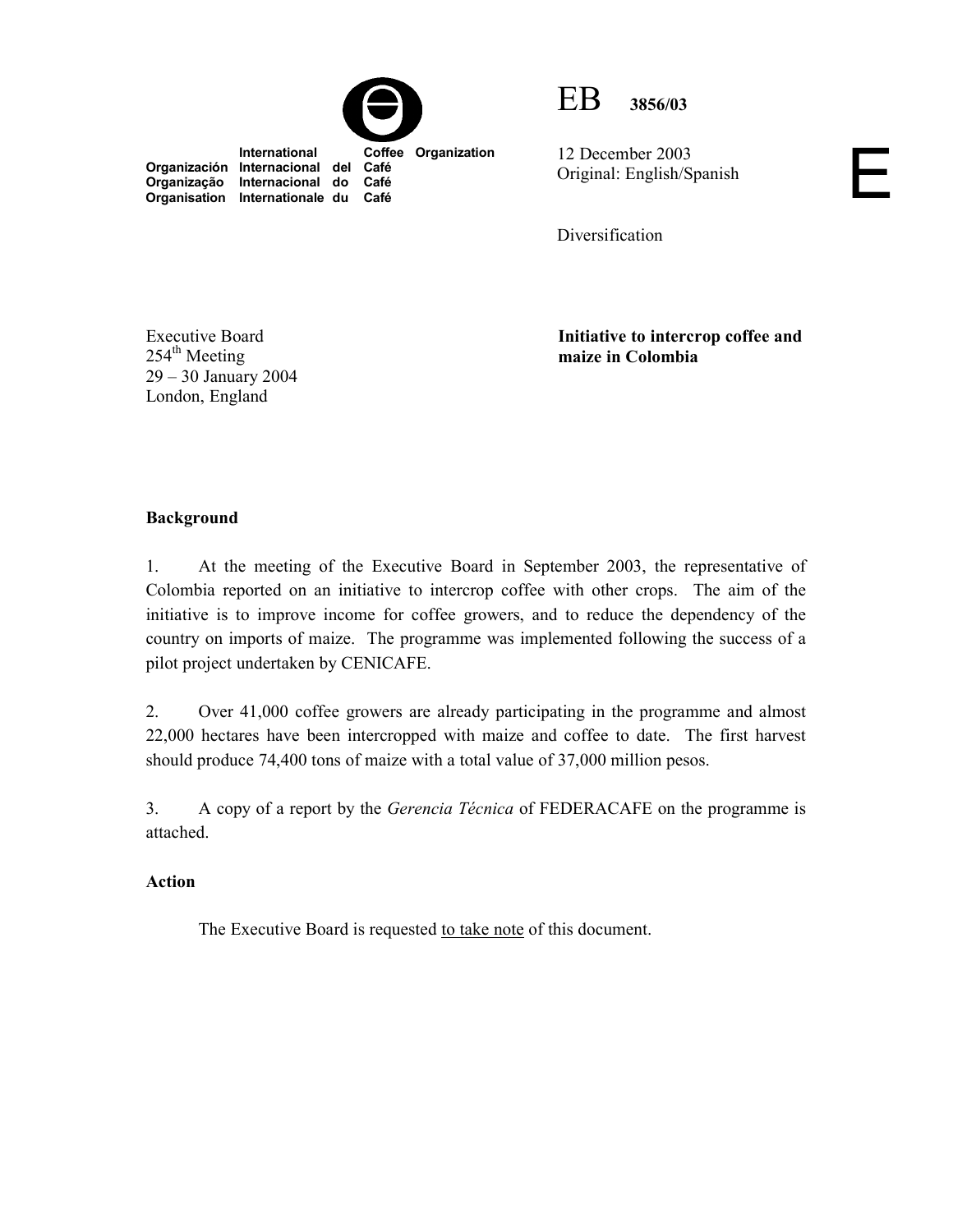International Coffee Organization
Organización Internacional del Café
Organização Internacional do Café
Organisation Internationale du Café

EB 3856/03

12 December 2003
Original: English/Spanish

E

Diversification

Executive Board
254th Meeting
29 – 30 January 2004
London, England

**Initiative to intercrop coffee and maize in Colombia**

**Background**

1. At the meeting of the Executive Board in September 2003, the representative of Colombia reported on an initiative to intercrop coffee with other crops. The aim of the initiative is to improve income for coffee growers, and to reduce the dependency of the country on imports of maize. The programme was implemented following the success of a pilot project undertaken by CENICAFE.

2. Over 41,000 coffee growers are already participating in the programme and almost 22,000 hectares have been intercropped with maize and coffee to date. The first harvest should produce 74,400 tons of maize with a total value of 37,000 million pesos.

3. A copy of a report by the *Gerencia Técnica* of FEDERACAFE on the programme is attached.

**Action**

The Executive Board is requested to take note of this document.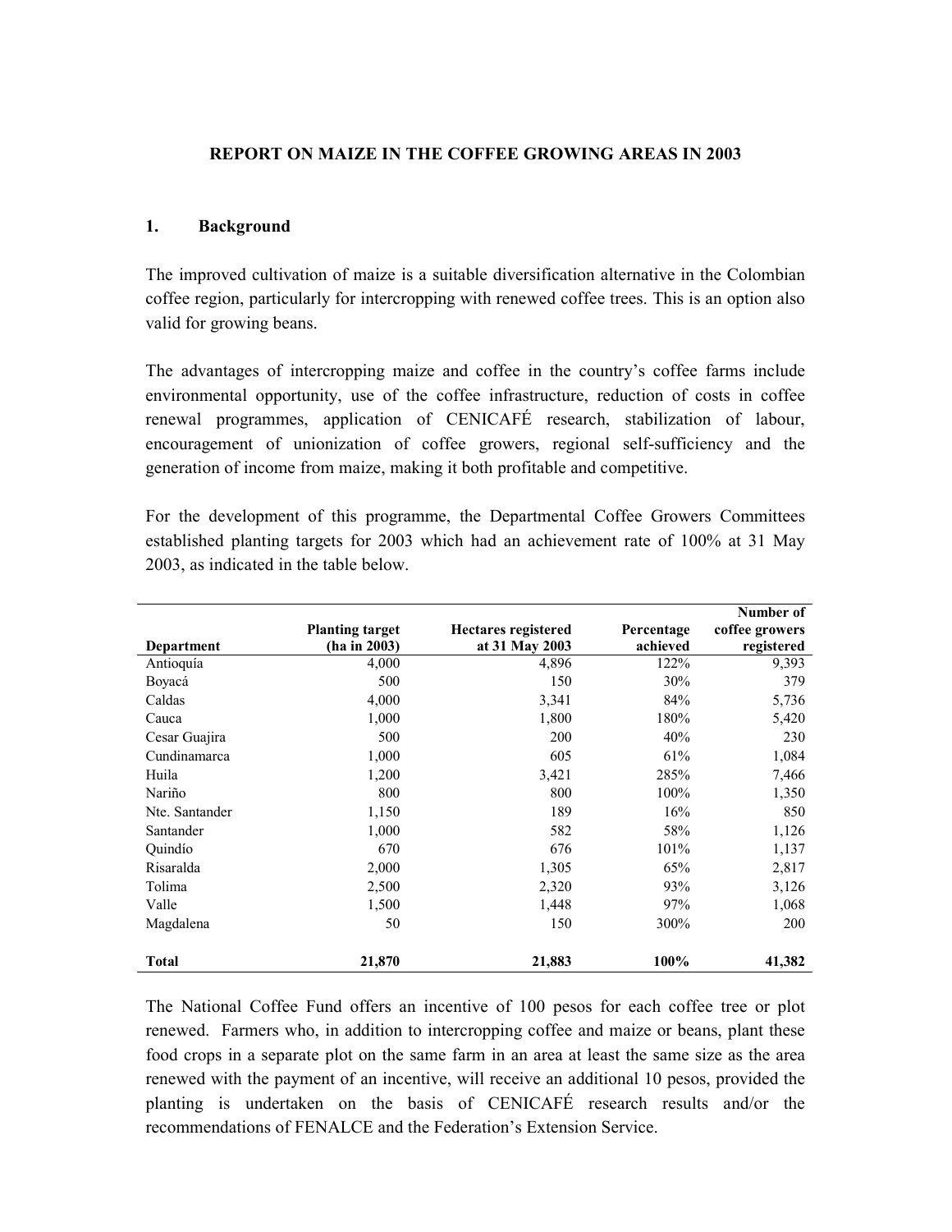**REPORT ON MAIZE IN THE COFFEE GROWING AREAS IN 2003**

## 1. Background

The improved cultivation of maize is a suitable diversification alternative in the Colombian coffee region, particularly for intercropping with renewed coffee trees. This is an option also valid for growing beans.

The advantages of intercropping maize and coffee in the country's coffee farms include environmental opportunity, use of the coffee infrastructure, reduction of costs in coffee renewal programmes, application of CENICAFÉ research, stabilization of labour, encouragement of unionization of coffee growers, regional self-sufficiency and the generation of income from maize, making it both profitable and competitive.

For the development of this programme, the Departmental Coffee Growers Committees established planting targets for 2003 which had an achievement rate of 100% at 31 May 2003, as indicated in the table below.

| Department | Planting target (ha in 2003) | Hectares registered at 31 May 2003 | Percentage achieved | Number of coffee growers registered |
|---|---|---|---|---|
| Antioquía | 4,000 | 4,896 | 122% | 9,393 |
| Boyacá | 500 | 150 | 30% | 379 |
| Caldas | 4,000 | 3,341 | 84% | 5,736 |
| Cauca | 1,000 | 1,800 | 180% | 5,420 |
| Cesar Guajira | 500 | 200 | 40% | 230 |
| Cundinamarca | 1,000 | 605 | 61% | 1,084 |
| Huila | 1,200 | 3,421 | 285% | 7,466 |
| Nariño | 800 | 800 | 100% | 1,350 |
| Nte. Santander | 1,150 | 189 | 16% | 850 |
| Santander | 1,000 | 582 | 58% | 1,126 |
| Quindío | 670 | 676 | 101% | 1,137 |
| Risaralda | 2,000 | 1,305 | 65% | 2,817 |
| Tolima | 2,500 | 2,320 | 93% | 3,126 |
| Valle | 1,500 | 1,448 | 97% | 1,068 |
| Magdalena | 50 | 150 | 300% | 200 |
| **Total** | **21,870** | **21,883** | **100%** | **41,382** |

The National Coffee Fund offers an incentive of 100 pesos for each coffee tree or plot renewed. Farmers who, in addition to intercropping coffee and maize or beans, plant these food crops in a separate plot on the same farm in an area at least the same size as the area renewed with the payment of an incentive, will receive an additional 10 pesos, provided the planting is undertaken on the basis of CENICAFÉ research results and/or the recommendations of FENALCE and the Federation's Extension Service.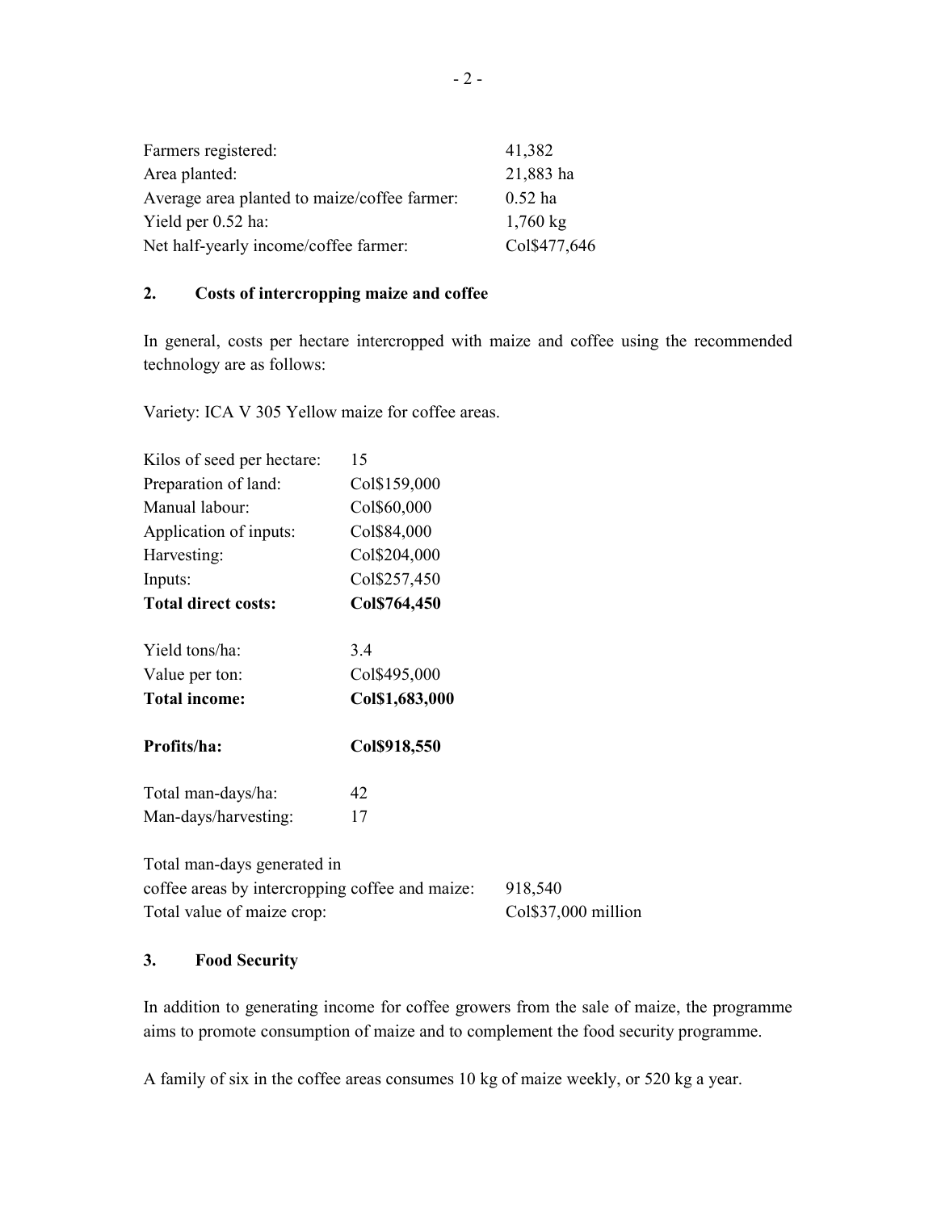| | |
|---|---|
| Farmers registered: | 41,382 |
| Area planted: | 21,883 ha |
| Average area planted to maize/coffee farmer: | 0.52 ha |
| Yield per 0.52 ha: | 1,760 kg |
| Net half-yearly income/coffee farmer: | Col$477,646 |

## 2. Costs of intercropping maize and coffee

In general, costs per hectare intercropped with maize and coffee using the recommended technology are as follows:

Variety: ICA V 305 Yellow maize for coffee areas.

| | |
|---|---|
| Kilos of seed per hectare: | 15 |
| Preparation of land: | Col$159,000 |
| Manual labour: | Col$60,000 |
| Application of inputs: | Col$84,000 |
| Harvesting: | Col$204,000 |
| Inputs: | Col$257,450 |
| **Total direct costs:** | **Col$764,450** |
| | |
| Yield tons/ha: | 3.4 |
| Value per ton: | Col$495,000 |
| **Total income:** | **Col$1,683,000** |
| | |
| **Profits/ha:** | **Col$918,550** |
| | |
| Total man-days/ha: | 42 |
| Man-days/harvesting: | 17 |

| | |
|---|---|
| Total man-days generated in coffee areas by intercropping coffee and maize: | 918,540 |
| Total value of maize crop: | Col$37,000 million |

## 3. Food Security

In addition to generating income for coffee growers from the sale of maize, the programme aims to promote consumption of maize and to complement the food security programme.

A family of six in the coffee areas consumes 10 kg of maize weekly, or 520 kg a year.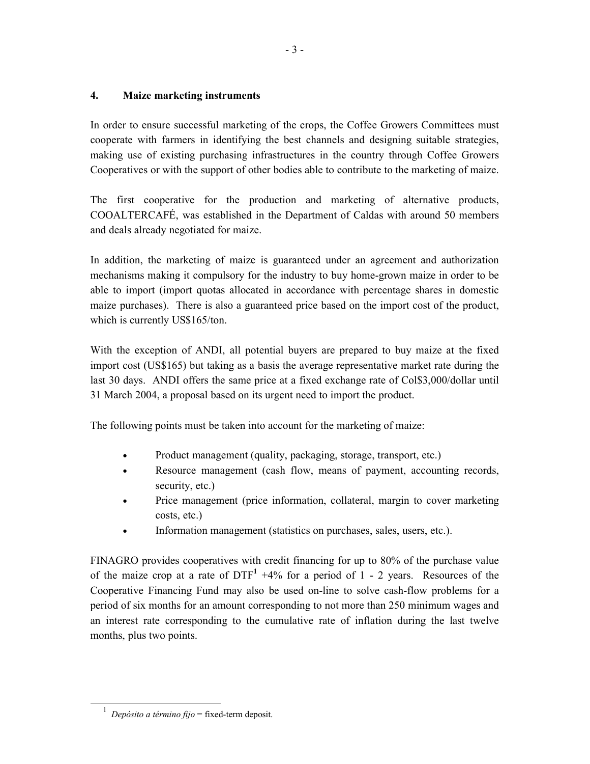## 4. Maize marketing instruments

In order to ensure successful marketing of the crops, the Coffee Growers Committees must cooperate with farmers in identifying the best channels and designing suitable strategies, making use of existing purchasing infrastructures in the country through Coffee Growers Cooperatives or with the support of other bodies able to contribute to the marketing of maize.

The first cooperative for the production and marketing of alternative products, COOALTERCAFÉ, was established in the Department of Caldas with around 50 members and deals already negotiated for maize.

In addition, the marketing of maize is guaranteed under an agreement and authorization mechanisms making it compulsory for the industry to buy home-grown maize in order to be able to import (import quotas allocated in accordance with percentage shares in domestic maize purchases). There is also a guaranteed price based on the import cost of the product, which is currently US$165/ton.

With the exception of ANDI, all potential buyers are prepared to buy maize at the fixed import cost (US$165) but taking as a basis the average representative market rate during the last 30 days. ANDI offers the same price at a fixed exchange rate of Col$3,000/dollar until 31 March 2004, a proposal based on its urgent need to import the product.

The following points must be taken into account for the marketing of maize:

- Product management (quality, packaging, storage, transport, etc.)
- Resource management (cash flow, means of payment, accounting records, security, etc.)
- Price management (price information, collateral, margin to cover marketing costs, etc.)
- Information management (statistics on purchases, sales, users, etc.).

FINAGRO provides cooperatives with credit financing for up to 80% of the purchase value of the maize crop at a rate of DTF[1] +4% for a period of 1 - 2 years. Resources of the Cooperative Financing Fund may also be used on-line to solve cash-flow problems for a period of six months for an amount corresponding to not more than 250 minimum wages and an interest rate corresponding to the cumulative rate of inflation during the last twelve months, plus two points.

[1] *Depósito a término fijo* = fixed-term deposit.